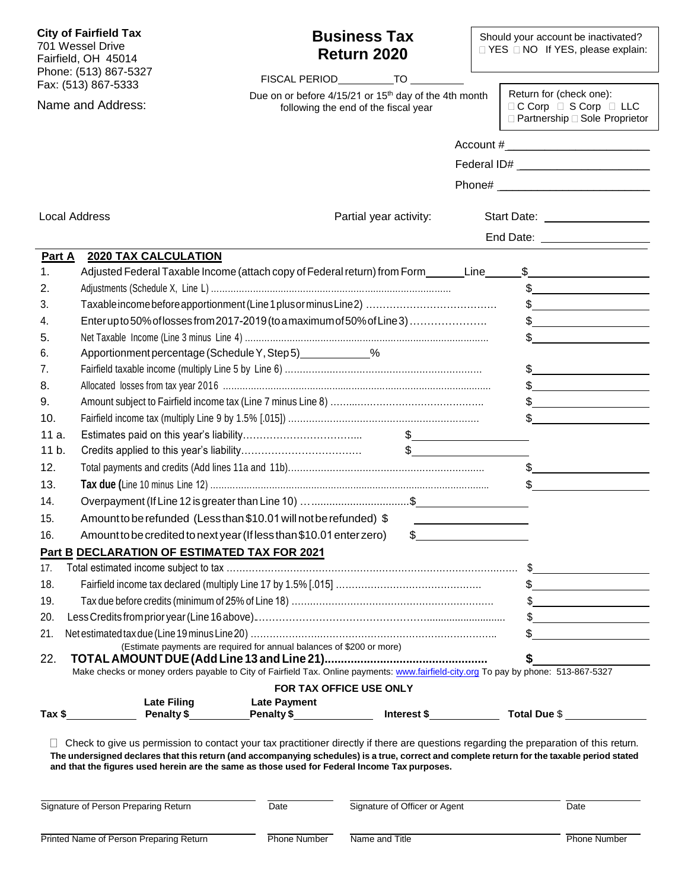**City of Fairfield Tax**
701 Wessel Drive
Fairfield, OH 45014
Phone: (513) 867-5327
Fax: (513) 867-5333

Name and Address:

# Business Tax Return 2020

FISCAL PERIOD__________ TO __________

Due on or before 4/15/21 or 15th day of the 4th month following the end of the fiscal year

Should your account be inactivated? ☐ YES ☐ NO If YES, please explain:

Return for (check one): ☐ C Corp ☐ S Corp ☐ LLC ☐ Partnership ☐ Sole Proprietor

Account # ____________________

Federal ID# ____________________

Phone# ____________________

Local Address

Partial year activity: Start Date: ______________ End Date: ______________

## Part A 2020 TAX CALCULATION

| | | | |
|---|---|---|---|
| 1. | Adjusted Federal Taxable Income (attach copy of Federal return) from Form______ Line______ | | $ |
| 2. | Adjustments (Schedule X, Line L) | | $ |
| 3. | Taxable income before apportionment (Line 1 plus or minus Line 2) | | $ |
| 4. | Enter up to 50% of losses from 2017-2019 (to a maximum of 50% of Line 3) | | $ |
| 5. | Net Taxable Income (Line 3 minus Line 4) | | $ |
| 6. | Apportionment percentage (Schedule Y, Step 5)__________% | | |
| 7. | Fairfield taxable income (multiply Line 5 by Line 6) | | $ |
| 8. | Allocated losses from tax year 2016 | | $ |
| 9. | Amount subject to Fairfield income tax (Line 7 minus Line 8) | | $ |
| 10. | Fairfield income tax (multiply Line 9 by 1.5% [.015]) | | $ |
| 11 a. | Estimates paid on this year's liability | $ | |
| 11 b. | Credits applied to this year's liability | $ | |
| 12. | Total payments and credits (Add lines 11a and 11b) | | $ |
| 13. | **Tax due** (Line 10 minus Line 12) | | $ |
| 14. | Overpayment (If Line 12 is greater than Line 10) | $ | |
| 15. | Amount to be refunded (Less than $10.01 will not be refunded) | $ | |
| 16. | Amount to be credited to next year (If less than $10.01 enter zero) | $ | |

## Part B DECLARATION OF ESTIMATED TAX FOR 2021

| | | |
|---|---|---|
| 17. | Total estimated income subject to tax | $ |
| 18. | Fairfield income tax declared (multiply Line 17 by 1.5% [.015] | $ |
| 19. | Tax due before credits (minimum of 25% of Line 18) | $ |
| 20. | Less Credits from prior year (Line 16 above) | $ |
| 21. | Net estimated tax due (Line 19 minus Line 20) | $ |
| 22. | **TOTAL AMOUNT DUE (Add Line 13 and Line 21)** | **$** |

(Estimate payments are required for annual balances of $200 or more)

Make checks or money orders payable to City of Fairfield Tax. Online payments: www.fairfield-city.org To pay by phone: 513-867-5327

**FOR TAX OFFICE USE ONLY**

| Tax $ | Late Filing Penalty $ | Late Payment Penalty $ | Interest $ | Total Due $ |
|---|---|---|---|---|
| | | | | |

☐ Check to give us permission to contact your tax practitioner directly if there are questions regarding the preparation of this return.

**The undersigned declares that this return (and accompanying schedules) is a true, correct and complete return for the taxable period stated and that the figures used herein are the same as those used for Federal Income Tax purposes.**

| Signature of Person Preparing Return | Date | Signature of Officer or Agent | Date |
|---|---|---|---|
| Printed Name of Person Preparing Return | Phone Number | Name and Title | Phone Number |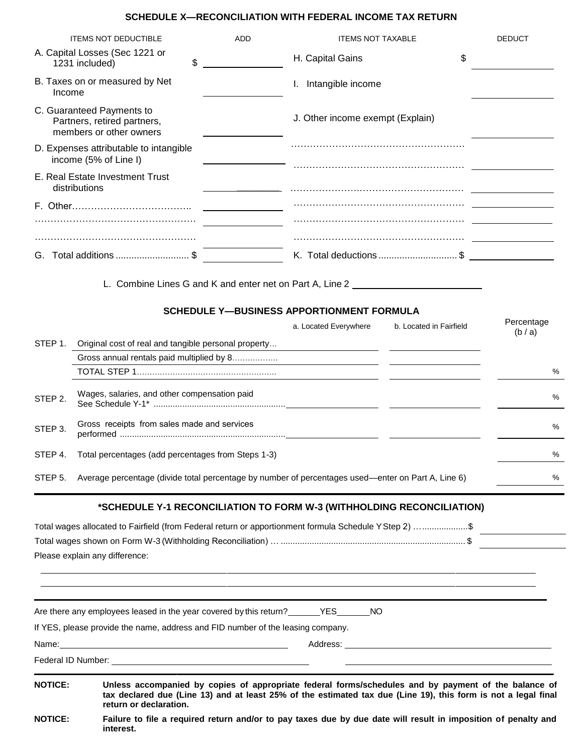## SCHEDULE X—RECONCILIATION WITH FEDERAL INCOME TAX RETURN

| ITEMS NOT DEDUCTIBLE | ADD | ITEMS NOT TAXABLE | DEDUCT |
|---|---|---|---|
| A. Capital Losses (Sec 1221 or 1231 included) | $ | H. Capital Gains | $ |
| B. Taxes on or measured by Net Income | | I. Intangible income | |
| C. Guaranteed Payments to Partners, retired partners, members or other owners | | J. Other income exempt (Explain) | |
| D. Expenses attributable to intangible income (5% of Line I) | | ………………………………………………… | |
| E. Real Estate Investment Trust distributions | | ………………………………………………… | |
| F. Other……………………………….. | | ………………………………………………… | |
| …………………………………………… | | ………………………………………………… | |
| …………………………………………… | | ………………………………………………… | |
| G. Total additions ............................ $ | | K. Total deductions .............................. $ | |

L. Combine Lines G and K and enter net on Part A, Line 2 ______________________

## SCHEDULE Y—BUSINESS APPORTIONMENT FORMULA

| | | a. Located Everywhere | b. Located in Fairfield | Percentage (b / a) |
|---|---|---|---|---|
| STEP 1. | Original cost of real and tangible personal property… | | | |
| | Gross annual rentals paid multiplied by 8……………… | | | |
| | TOTAL STEP 1…………………………………………… | | | % |
| STEP 2. | Wages, salaries, and other compensation paid See Schedule Y-1* ……………………………………………… | | | % |
| STEP 3. | Gross receipts from sales made and services performed ……………………………………………………… | | | % |
| STEP 4. | Total percentages (add percentages from Steps 1-3) | | | % |
| STEP 5. | Average percentage (divide total percentage by number of percentages used—enter on Part A, Line 6) | | | % |

## *SCHEDULE Y-1 RECONCILIATION TO FORM W-3 (WITHHOLDING RECONCILIATION)

Total wages allocated to Fairfield (from Federal return or apportionment formula Schedule Y Step 2) …...................$ ______________

Total wages shown on Form W-3 (Withholding Reconciliation) … ............................................................................ $ ______________

Please explain any difference:

_______________________________________________________________________________

_______________________________________________________________________________

Are there any employees leased in the year covered by this return? _______YES _______NO

If YES, please provide the name, address and FID number of the leasing company.

Name: ________________________________ Address: ________________________________

Federal ID Number: ________________________________ ________________________________

**NOTICE:** **Unless accompanied by copies of appropriate federal forms/schedules and by payment of the balance of tax declared due (Line 13) and at least 25% of the estimated tax due (Line 19), this form is not a legal final return or declaration.**

**NOTICE:** **Failure to file a required return and/or to pay taxes due by due date will result in imposition of penalty and interest.**